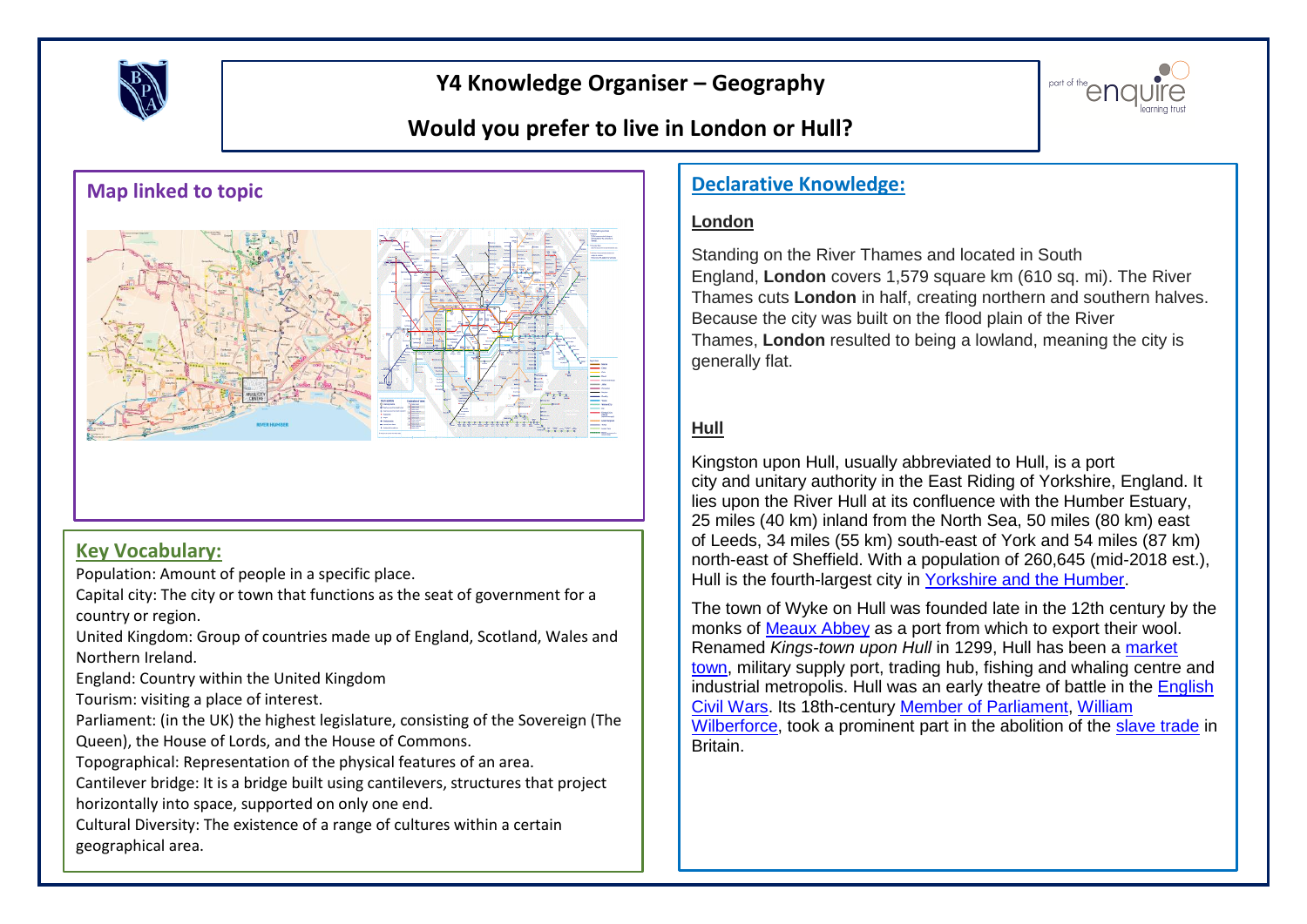# Y4 Knowledge Organiser – Geography

## Would you prefer to live in London or Hull?

### Map linked to topic

### Key Vocabulary:

Population: Amount of people in a specific place.

Capital city: The city or town that functions as the seat of government for a country or region.

United Kingdom: Group of countries made up of England, Scotland, Wales and Northern Ireland.

England: Country within the United Kingdom

Tourism: visiting a place of interest.

Parliament: (in the UK) the highest legislature, consisting of the Sovereign (The Queen), the House of Lords, and the House of Commons.

Topographical: Representation of the physical features of an area.

Cantilever bridge: It is a bridge built using cantilevers, structures that project horizontally into space, supported on only one end.

Cultural Diversity: The existence of a range of cultures within a certain geographical area.

### Declarative Knowledge:

**London**

Standing on the River Thames and located in South England, **London** covers 1,579 square km (610 sq. mi). The River Thames cuts **London** in half, creating northern and southern halves. Because the city was built on the flood plain of the River Thames, **London** resulted to being a lowland, meaning the city is generally flat.

**Hull**

Kingston upon Hull, usually abbreviated to Hull, is a port city and unitary authority in the East Riding of Yorkshire, England. It lies upon the River Hull at its confluence with the Humber Estuary, 25 miles (40 km) inland from the North Sea, 50 miles (80 km) east of Leeds, 34 miles (55 km) south-east of York and 54 miles (87 km) north-east of Sheffield. With a population of 260,645 (mid-2018 est.), Hull is the fourth-largest city in Yorkshire and the Humber.

The town of Wyke on Hull was founded late in the 12th century by the monks of Meaux Abbey as a port from which to export their wool. Renamed *Kings-town upon Hull* in 1299, Hull has been a market town, military supply port, trading hub, fishing and whaling centre and industrial metropolis. Hull was an early theatre of battle in the English Civil Wars. Its 18th-century Member of Parliament, William Wilberforce, took a prominent part in the abolition of the slave trade in Britain.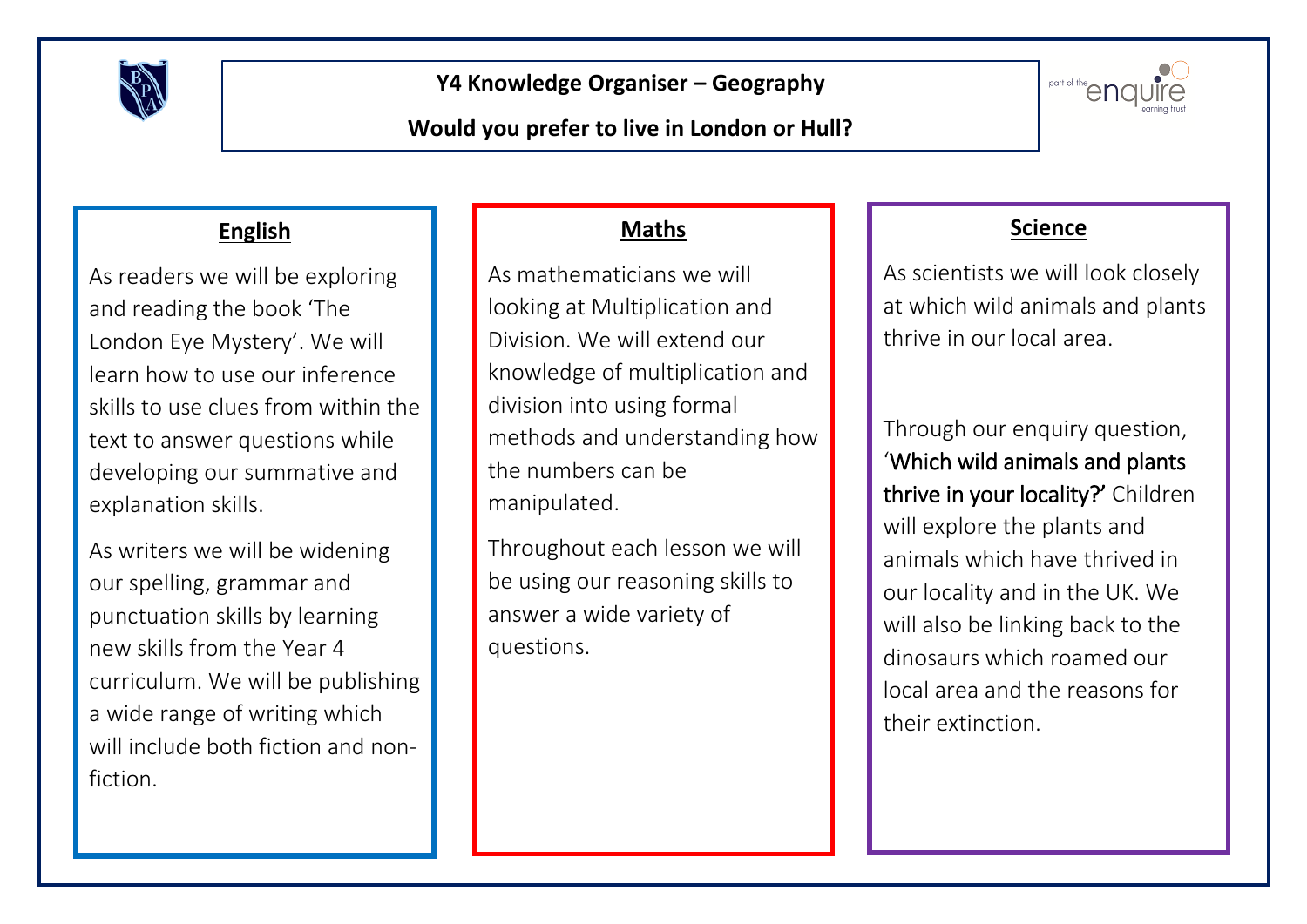# Y4 Knowledge Organiser – Geography

## Would you prefer to live in London or Hull?

### English

As readers we will be exploring and reading the book 'The London Eye Mystery'. We will learn how to use our inference skills to use clues from within the text to answer questions while developing our summative and explanation skills.

As writers we will be widening our spelling, grammar and punctuation skills by learning new skills from the Year 4 curriculum. We will be publishing a wide range of writing which will include both fiction and non-fiction.

### Maths

As mathematicians we will looking at Multiplication and Division. We will extend our knowledge of multiplication and division into using formal methods and understanding how the numbers can be manipulated.

Throughout each lesson we will be using our reasoning skills to answer a wide variety of questions.

### Science

As scientists we will look closely at which wild animals and plants thrive in our local area.

Through our enquiry question, 'Which wild animals and plants thrive in your locality?' Children will explore the plants and animals which have thrived in our locality and in the UK. We will also be linking back to the dinosaurs which roamed our local area and the reasons for their extinction.